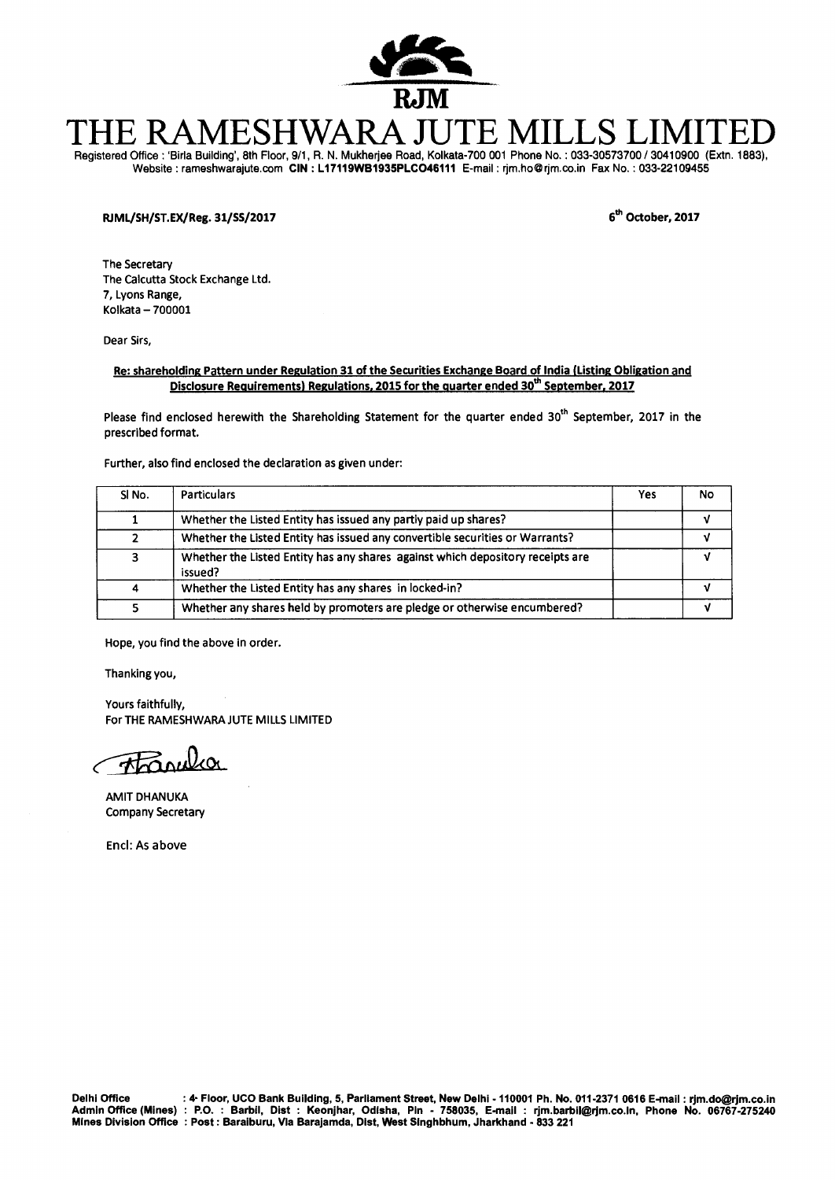RJM

# THE RAMESHWARA JUTE MILLS LIMITED

Registered Office : 'Birla Building', 8th Floor, 9/1, R. N. Mukherjee Road, Kolkata-700 001 Phone No. : 033-30573700 / 30410900 (Extn. 1883), Website : rameshwarajute.com **CIN : L17119WB1935PLC046111** E-mail : rjm.ho@rjm.co.in Fax No. : 033-22109455

**RJML/SH/ST.EX/Reg. 31/SS/2017**

**6th October, 2017**

The Secretary
The Calcutta Stock Exchange Ltd.
7, Lyons Range,
Kolkata – 700001

Dear Sirs,

**Re: shareholding Pattern under Regulation 31 of the Securities Exchange Board of India (Listing Obligation and Disclosure Requirements) Regulations, 2015 for the quarter ended 30th September, 2017**

Please find enclosed herewith the Shareholding Statement for the quarter ended 30th September, 2017 in the prescribed format.

Further, also find enclosed the declaration as given under:

| Sl No. | Particulars | Yes | No |
|---|---|---|---|
| 1 | Whether the Listed Entity has issued any partly paid up shares? | | √ |
| 2 | Whether the Listed Entity has issued any convertible securities or Warrants? | | √ |
| 3 | Whether the Listed Entity has any shares against which depository receipts are issued? | | √ |
| 4 | Whether the Listed Entity has any shares in locked-in? | | √ |
| 5 | Whether any shares held by promoters are pledge or otherwise encumbered? | | √ |

Hope, you find the above in order.

Thanking you,

Yours faithfully,
For THE RAMESHWARA JUTE MILLS LIMITED

Dhanuka

AMIT DHANUKA
Company Secretary

Encl: As above

**Delhi Office** : 4th Floor, UCO Bank Building, 5, Parliament Street, New Delhi - 110001 Ph. No. 011-2371 0616 E-mail : rjm.do@rjm.co.in
**Admin Office (Mines)** : P.O. : Barbil, Dist : Keonjhar, Odisha, Pin - 758035, E-mail : rjm.barbil@rjm.co.in, Phone No. 06767-275240
**Mines Division Office** : Post : Baraiburu, Via Barajamda, Dist, West Singhbhum, Jharkhand - 833 221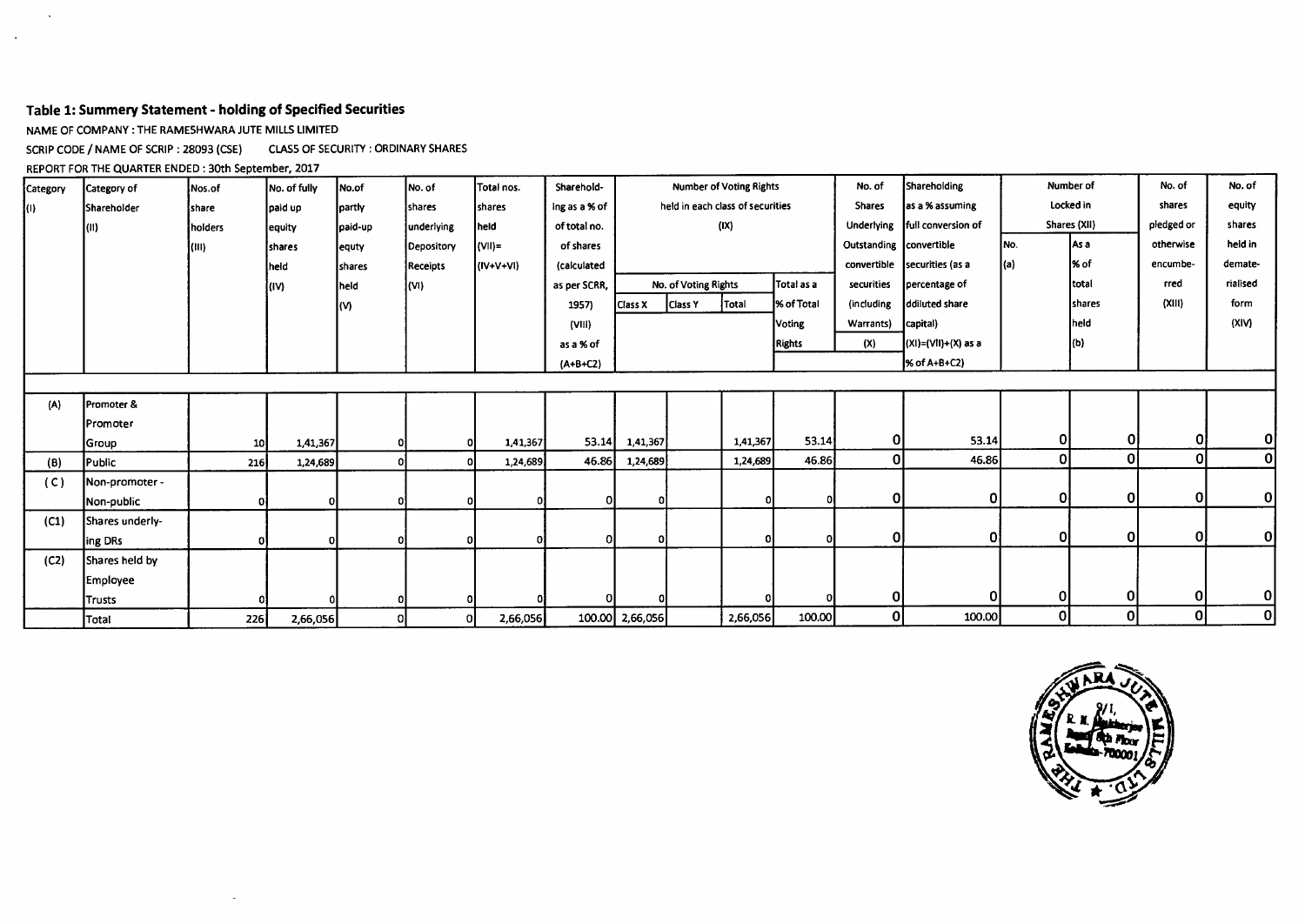## Table 1: Summery Statement - holding of Specified Securities

NAME OF COMPANY : THE RAMESHWARA JUTE MILLS LIMITED

SCRIP CODE / NAME OF SCRIP : 28093 (CSE) CLASS OF SECURITY : ORDINARY SHARES

REPORT FOR THE QUARTER ENDED : 30th September, 2017

| Category (I) | Category of Shareholder (II) | Nos.of share holders (III) | No. of fully paid up equity shares held (IV) | No.of partly paid-up equty shares held (V) | No. of shares underlying Depository Receipts (VI) | Total nos. shares held (VII)= (IV+V+VI) | Sharehold-ing as a % of total no. of shares (calculated as per SCRR, 1957) (VIII) as a % of (A+B+C2) | Number of Voting Rights held in each class of securities (IX) | | | | No. of Shares Underlying Outstanding convertible securities (including Warrants) (X) | Shareholding as a % assuming full conversion of convertible securities (as a percentage of ddiluted share capital) (XI)=(VII)+(X) as a % of A+B+C2) | Number of Locked in Shares (XII) | | No. of shares pledged or otherwise encumbe-rred (XIII) | No. of equity shares held in demate-rialised form (XIV) |
|---|---|---|---|---|---|---|---|---|---|---|---|---|---|---|---|---|---|
| | | | | | | | | No. of Voting Rights | | | Total as a % of Total Voting Rights | | | No. (a) | As a % of total shares held (b) | | |
| | | | | | | | | Class X | Class Y | Total | | | | | | | |
| (A) | Promoter & Promoter Group | 10 | 1,41,367 | 0 | 0 | 1,41,367 | 53.14 | 1,41,367 | | 1,41,367 | 53.14 | 0 | 53.14 | 0 | 0 | 0 | 0 |
| (B) | Public | 216 | 1,24,689 | 0 | 0 | 1,24,689 | 46.86 | 1,24,689 | | 1,24,689 | 46.86 | 0 | 46.86 | 0 | 0 | 0 | 0 |
| ( C ) | Non-promoter - Non-public | 0 | 0 | 0 | 0 | 0 | 0 | 0 | | 0 | 0 | 0 | 0 | 0 | 0 | 0 | 0 |
| (C1) | Shares underly-ing DRs | 0 | 0 | 0 | 0 | 0 | 0 | 0 | | 0 | 0 | 0 | 0 | 0 | 0 | 0 | 0 |
| (C2) | Shares held by Employee Trusts | 0 | 0 | 0 | 0 | 0 | 0 | 0 | | 0 | 0 | 0 | 0 | 0 | 0 | 0 | 0 |
| | Total | 226 | 2,66,056 | 0 | 0 | 2,66,056 | 100.00 | 2,66,056 | | 2,66,056 | 100.00 | 0 | 100.00 | 0 | 0 | 0 | 0 |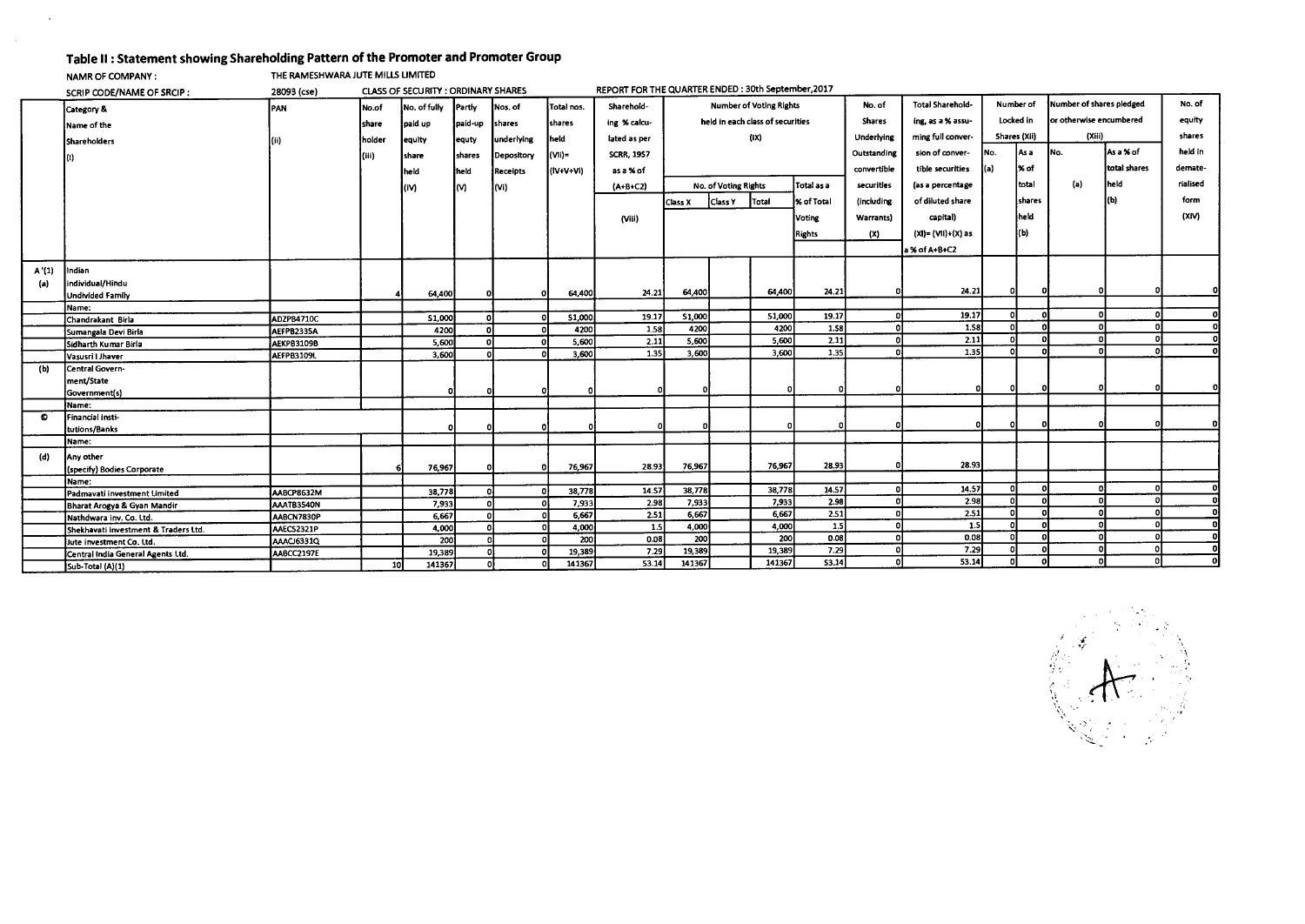## Table II : Statement showing Shareholding Pattern of the Promoter and Promoter Group

NAMR OF COMPANY : THE RAMESHWARA JUTE MILLS LIMITED

SCRIP CODE/NAME OF SRCIP : 28093 (cse) CLASS OF SECURITY : ORDINARY SHARES REPORT FOR THE QUARTER ENDED : 30th September,2017

| | Category & Name of the Shareholders (I) | PAN (ii) | No.of share holder (iii) | No. of fully paid up equity share held (IV) | Partly paid-up equty shares held (V) | Nos. of shares underlying Depository Receipts (VI) | Total nos. shares held (VII)= (IV+V+VI) | Sharehold-ing % calcu-lated as per SCRR, 1957 as a % of (A+B+C2) (VIII) | Number of Voting Rights held in each class of securities (IX) | | | | No. of Shares Underlying Outstanding convertible securities (including Warrants) (X) | Total Sharehold-ing, as a % assu-ming full conver-sion of conver-tible securities (as a percentage of diluted share capital) (XI)= (VII)+(X) as a % of A+B+C2 | Number of Locked in Shares (XII) | | Number of shares pledged or otherwise encumbered (XIII) | | No. of equity shares held in demate-rialised form (XIV) |
|---|---|---|---|---|---|---|---|---|---|---|---|---|---|---|---|---|---|---|---|
| | | | | | | | | | No. of Voting Rights | | | Total as a % of Total Voting Rights | | | No. (a) | As a % of total shares held (b) | No. (a) | As a % of total shares held (b) | |
| | | | | | | | | | Class X | Class Y | Total | | | | | | | | |
| A '(1) | Indian | | | | | | | | | | | | | | | | | | |
| (a) | Individual/Hindu Undivided Family | | 4 | 64,400 | 0 | 0 | 64,400 | 24.21 | 64,400 | | 64,400 | 24.21 | 0 | 24.21 | 0 | 0 | 0 | 0 | 0 |
| | Name: | | | | | | | | | | | | | | | | | | |
| | Chandrakant Birla | ADZPB4710C | | 51,000 | 0 | 0 | 51,000 | 19.17 | 51,000 | | 51,000 | 19.17 | 0 | 19.17 | 0 | 0 | 0 | 0 | 0 |
| | Sumangala Devi Birla | AEFPB2335A | | 4200 | 0 | 0 | 4200 | 1.58 | 4200 | | 4200 | 1.58 | 0 | 1.58 | 0 | 0 | 0 | 0 | 0 |
| | Sidharth Kumar Birla | AEKPB3109B | | 5,600 | 0 | 0 | 5,600 | 2.11 | 5,600 | | 5,600 | 2.11 | 0 | 2.11 | 0 | 0 | 0 | 0 | 0 |
| | Vasusri I Jhaver | AEFPB3109L | | 3,600 | 0 | 0 | 3,600 | 1.35 | 3,600 | | 3,600 | 1.35 | 0 | 1.35 | 0 | 0 | 0 | 0 | 0 |
| (b) | Central Govern-ment/State Government(s) | | | 0 | 0 | 0 | 0 | 0 | 0 | | 0 | 0 | 0 | 0 | 0 | 0 | 0 | 0 | 0 |
| | Name: | | | | | | | | | | | | | | | | | | |
| © | Financial Insti-tutions/Banks | | | 0 | 0 | 0 | 0 | 0 | 0 | | 0 | 0 | 0 | 0 | 0 | 0 | 0 | 0 | 0 |
| | Name: | | | | | | | | | | | | | | | | | | |
| (d) | Any other (specify) Bodies Corporate | | 6 | 76,967 | 0 | 0 | 76,967 | 28.93 | 76,967 | | 76,967 | 28.93 | 0 | 28.93 | | | | | |
| | Name: | | | | | | | | | | | | | | | | | | |
| | Padmavati investment Limited | AABCP8632M | | 38,778 | 0 | 0 | 38,778 | 14.57 | 38,778 | | 38,778 | 14.57 | 0 | 14.57 | 0 | 0 | 0 | 0 | 0 |
| | Bharat Arogya & Gyan Mandir | AAATB3540N | | 7,933 | 0 | 0 | 7,933 | 2.98 | 7,933 | | 7,933 | 2.98 | 0 | 2.98 | 0 | 0 | 0 | 0 | 0 |
| | Nathdwara inv. Co. Ltd. | AABCN7830P | | 6,667 | 0 | 0 | 6,667 | 2.51 | 6,667 | | 6,667 | 2.51 | 0 | 2.51 | 0 | 0 | 0 | 0 | 0 |
| | Shekhavati investment & Traders Ltd. | AAECS2321P | | 4,000 | 0 | 0 | 4,000 | 1.5 | 4,000 | | 4,000 | 1.5 | 0 | 1.5 | 0 | 0 | 0 | 0 | 0 |
| | Jute investment Co. Ltd. | AAACJ6331Q | | 200 | 0 | 0 | 200 | 0.08 | 200 | | 200 | 0.08 | 0 | 0.08 | 0 | 0 | 0 | 0 | 0 |
| | Central India General Agents Ltd. | AABCC2197E | | 19,389 | 0 | 0 | 19,389 | 7.29 | 19,389 | | 19,389 | 7.29 | 0 | 7.29 | 0 | 0 | 0 | 0 | 0 |
| | Sub-Total (A)(1) | | 10 | 141367 | 0 | 0 | 141367 | 53.14 | 141367 | | 141367 | 53.14 | 0 | 53.14 | 0 | 0 | 0 | 0 | 0 |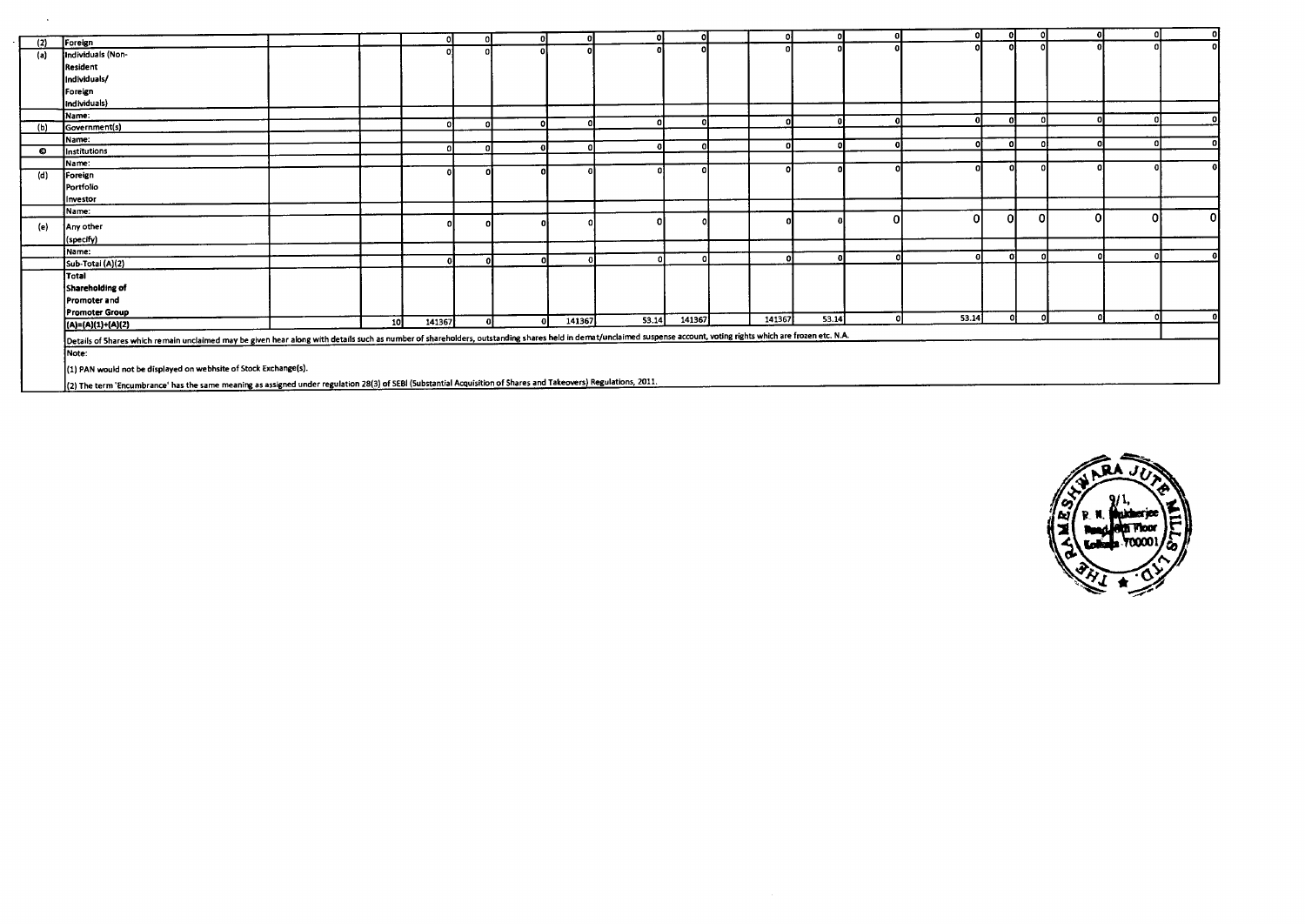| | | | | | | | | | | | | | | | | | | | |
|---|---|---|---|---|---|---|---|---|---|---|---|---|---|---|---|---|---|---|---|
| (2) | Foreign | | | 0 | 0 | 0 | 0 | 0 | 0 | | 0 | 0 | 0 | 0 | 0 | 0 | 0 | 0 | 0 |
| (a) | Individuals (Non-Resident Individuals/ Foreign Individuals) | | | 0 | 0 | 0 | 0 | 0 | 0 | | 0 | 0 | 0 | 0 | 0 | 0 | 0 | 0 | 0 |
| | Name: | | | | | | | | | | | | | | | | | | |
| (b) | Government(s) | | | 0 | 0 | 0 | 0 | 0 | 0 | | 0 | 0 | 0 | 0 | 0 | 0 | 0 | 0 | 0 |
| | Name: | | | | | | | | | | | | | | | | | | |
| (c) | Institutions | | | 0 | 0 | 0 | 0 | 0 | 0 | | 0 | 0 | 0 | 0 | 0 | 0 | 0 | 0 | 0 |
| | Name: | | | | | | | | | | | | | | | | | | |
| (d) | Foreign Portfolio Investor | | | 0 | 0 | 0 | 0 | 0 | 0 | | 0 | 0 | 0 | 0 | 0 | 0 | 0 | 0 | 0 |
| | Name: | | | | | | | | | | | | | | | | | | |
| (e) | Any other (specify) | | | 0 | 0 | 0 | 0 | 0 | 0 | | 0 | 0 | 0 | 0 | 0 | 0 | 0 | 0 | 0 |
| | Name: | | | | | | | | | | | | | | | | | | |
| | Sub-Total (A)(2) | | | 0 | 0 | 0 | 0 | 0 | 0 | | 0 | 0 | 0 | 0 | 0 | 0 | 0 | 0 | 0 |
| | Total Shareholding of Promoter and Promoter Group (A)=(A)(1)+(A)(2) | | 10 | 141367 | 0 | 0 | 141367 | 53.14 | 141367 | | 141367 | 53.14 | 0 | 53.14 | 0 | 0 | 0 | 0 | 0 |

Details of Shares which remain unclaimed may be given hear along with details such as number of shareholders, outstanding shares held in demat/unclaimed suspense account, voting rights which are frozen etc. N.A.

Note:

(1) PAN would not be displayed on webhsite of Stock Exchange(s).

(2) The term 'Encumbrance' has the same meaning as assigned under regulation 28(3) of SEBI (Substantial Acquisition of Shares and Takeovers) Regulations, 2011.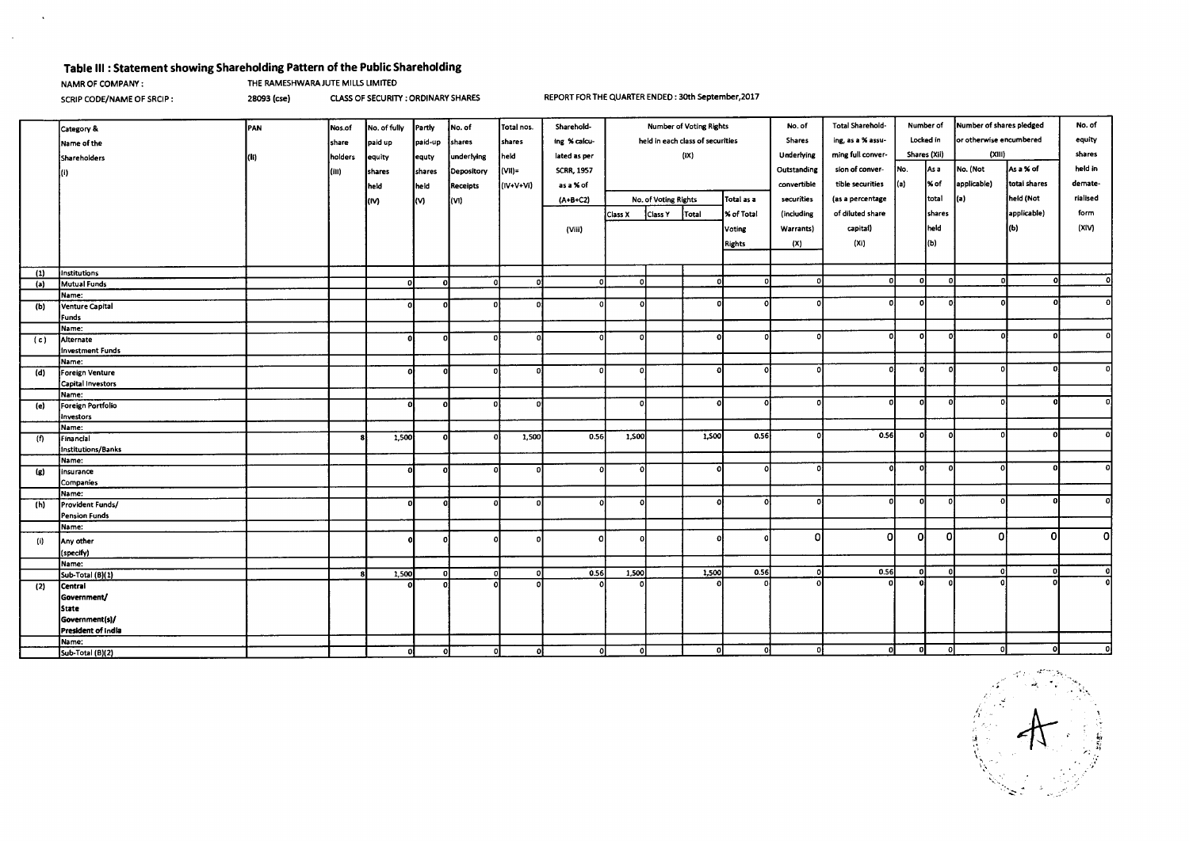## Table III : Statement showing Shareholding Pattern of the Public Shareholding

NAMR OF COMPANY : THE RAMESHWARA JUTE MILLS LIMITED

SCRIP CODE/NAME OF SRCIP : 28093 (cse) CLASS OF SECURITY : ORDINARY SHARES

REPORT FOR THE QUARTER ENDED : 30th September,2017

| | Category & Name of the Shareholders (I) | PAN (II) | Nos.of share holders (III) | No. of fully paid up equity shares held (IV) | Partly paid-up equty shares held (V) | No. of shares underlying Depository Receipts (VI) | Total nos. shares held (VII)= (IV+V+VI) | Sharehold-ing % calcu-lated as per SCRR, 1957 as a % of (A+B+C2) (VIII) | Number of Voting Rights held in each class of securities (IX) | | | | No. of Shares Underlying Outstanding convertible securities (including Warrants) (X) | Total Sharehold-ing, as a % assu-ming full conver-sion of conver-tible securities (as a percentage of diluted share capital) (XI) | Number of Locked in Shares (XII) | | Number of shares pledged or otherwise encumbered (XIII) | | No. of equity shares held in demate-rialised form (XIV) |
|---|---|---|---|---|---|---|---|---|---|---|---|---|---|---|---|---|---|---|---|
| | | | | | | | | | No. of Voting Rights | | | Total as a % of Total Voting Rights | | | No. (a) | As a % of total shares held (b) | No. (Not applicable) (a) | As a % of total shares held (Not applicable) (b) | |
| | | | | | | | | | Class X | Class Y | Total | | | | | | | | |
| (1) | Institutions | | | | | | | | | | | | | | | | | | |
| (a) | Mutual Funds | | | 0 | 0 | 0 | 0 | 0 | 0 | | 0 | 0 | 0 | 0 | 0 | 0 | 0 | 0 | 0 |
| | Name: | | | | | | | | | | | | | | | | | | |
| (b) | Venture Capital Funds | | | 0 | 0 | 0 | 0 | 0 | 0 | | 0 | 0 | 0 | 0 | 0 | 0 | 0 | 0 | 0 |
| | Name: | | | | | | | | | | | | | | | | | | |
| (c) | Alternate Investment Funds | | | 0 | 0 | 0 | 0 | 0 | 0 | | 0 | 0 | 0 | 0 | 0 | 0 | 0 | 0 | 0 |
| | Name: | | | | | | | | | | | | | | | | | | |
| (d) | Foreign Venture Capital Investors | | | 0 | 0 | 0 | 0 | 0 | 0 | | 0 | 0 | 0 | 0 | 0 | 0 | 0 | 0 | 0 |
| | Name: | | | | | | | | | | | | | | | | | | |
| (e) | Foreign Portfolio Investors | | | 0 | 0 | 0 | 0 | | 0 | | 0 | 0 | 0 | 0 | 0 | 0 | 0 | 0 | 0 |
| | Name: | | | | | | | | | | | | | | | | | | |
| (f) | Financial Institutions/Banks | | 8 | 1,500 | 0 | 0 | 1,500 | 0.56 | 1,500 | | 1,500 | 0.56 | 0 | 0.56 | 0 | 0 | 0 | 0 | 0 |
| | Name: | | | | | | | | | | | | | | | | | | |
| (g) | Insurance Companies | | | 0 | 0 | 0 | 0 | 0 | 0 | | 0 | 0 | 0 | 0 | 0 | 0 | 0 | 0 | 0 |
| | Name: | | | | | | | | | | | | | | | | | | |
| (h) | Provident Funds/ Pension Funds | | | 0 | 0 | 0 | 0 | 0 | 0 | | 0 | 0 | 0 | 0 | 0 | 0 | 0 | 0 | 0 |
| | Name: | | | | | | | | | | | | | | | | | | |
| (i) | Any other (specify) | | | 0 | 0 | 0 | 0 | 0 | 0 | | 0 | 0 | 0 | 0 | 0 | 0 | 0 | 0 | 0 |
| | Name: | | | | | | | | | | | | | | | | | | |
| | Sub-Total (B)(1) | | 8 | 1,500 | 0 | 0 | 0 | 0.56 | 1,500 | | 1,500 | 0.56 | 0 | 0.56 | 0 | 0 | 0 | 0 | 0 |
| (2) | Central Government/ State Government(s)/ President of India | | | 0 | 0 | 0 | 0 | 0 | 0 | | 0 | 0 | 0 | 0 | 0 | 0 | 0 | 0 | 0 |
| | Name: | | | | | | | | | | | | | | | | | | |
| | Sub-Total (B)(2) | | | 0 | 0 | 0 | 0 | 0 | 0 | | 0 | 0 | 0 | 0 | 0 | 0 | 0 | 0 | 0 |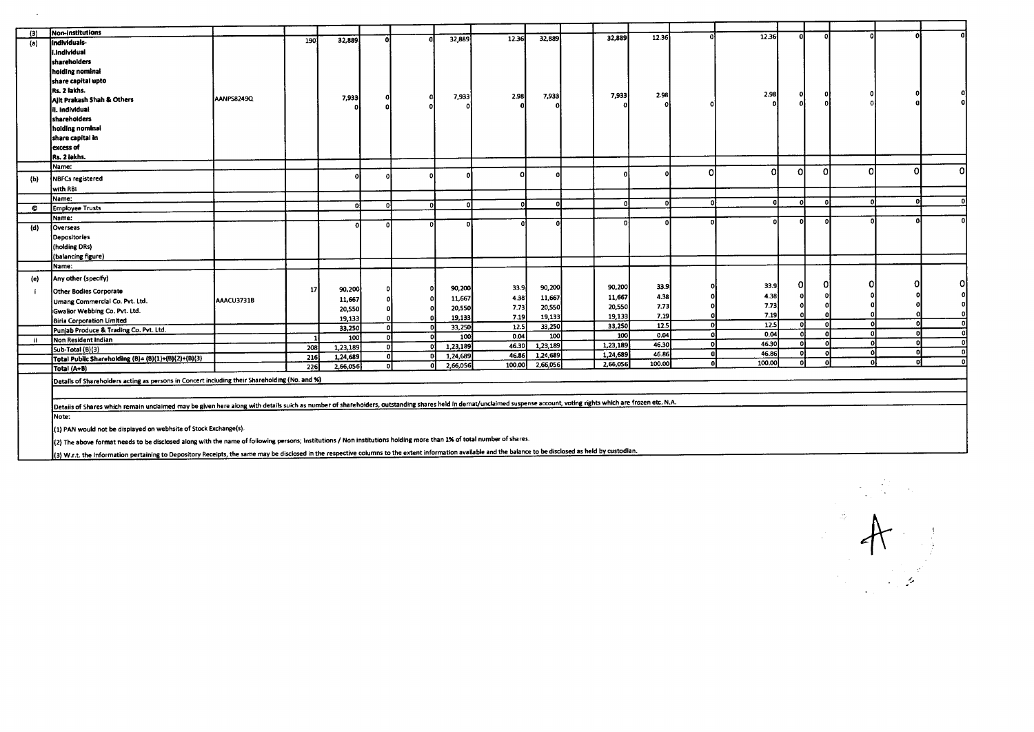| (3) | Non-institutions | | | | | | | | | | | | | | | | | | | |
|---|---|---|---|---|---|---|---|---|---|---|---|---|---|---|---|---|---|---|---|---|
| (a) | Individuals- i.Individual shareholders holding nominal share capital upto Rs. 2 lakhs. | | 190 | 32,889 | 0 | 0 | 32,889 | 12.36 | 32,889 | | 32,889 | 12.36 | 0 | 12.36 | 0 | 0 | 0 | 0 | 0 |
| | Ajit Prakash Shah & Others | AANPS8249Q | | 7,933 | 0 | 0 | 7,933 | 2.98 | 7,933 | | 7,933 | 2.98 | | 2.98 | 0 | 0 | 0 | 0 | 0 |
| | ii. Individual shareholders holding nominal share capital in excess of Rs. 2 lakhs. | | | 0 | 0 | 0 | 0 | 0 | 0 | | 0 | 0 | 0 | 0 | 0 | 0 | 0 | 0 | 0 |
| | Name: | | | | | | | | | | | | | | | | | | |
| (b) | NBFCs registered with RBI | | | 0 | 0 | 0 | 0 | 0 | 0 | | 0 | 0 | 0 | 0 | 0 | 0 | 0 | 0 | 0 |
| | Name: | | | | | | | | | | | | | | | | | | |
| © | Employee Trusts | | | 0 | 0 | 0 | 0 | 0 | 0 | | 0 | 0 | 0 | 0 | 0 | 0 | 0 | 0 | 0 |
| | Name: | | | | | | | | | | | | | | | | | | |
| (d) | Overseas Depositories (holding DRs) (balancing figure) | | | 0 | 0 | 0 | 0 | 0 | 0 | | 0 | 0 | 0 | 0 | 0 | 0 | 0 | 0 | 0 |
| | Name: | | | | | | | | | | | | | | | | | | |
| (e) | Any other (specify) | | | | | | | | | | | | | | | | | | |
| i | Other Bodies Corporate | | 17 | 90,200 | 0 | 0 | 90,200 | 33.9 | 90,200 | | 90,200 | 33.9 | 0 | 33.9 | 0 | 0 | 0 | 0 | 0 |
| | Umang Commercial Co. Pvt. Ltd. | AAACU3731B | | 11,667 | 0 | 0 | 11,667 | 4.38 | 11,667 | | 11,667 | 4.38 | 0 | 4.38 | 0 | 0 | 0 | 0 | 0 |
| | Gwalior Webbing Co. Pvt. Ltd. | | | 20,550 | 0 | 0 | 20,550 | 7.73 | 20,550 | | 20,550 | 7.73 | 0 | 7.73 | 0 | 0 | 0 | 0 | 0 |
| | Birla Corporation Limited | | | 19,133 | 0 | 0 | 19,133 | 7.19 | 19,133 | | 19,133 | 7.19 | 0 | 7.19 | 0 | 0 | 0 | 0 | 0 |
| | Punjab Produce & Trading Co. Pvt. Ltd. | | | 33,250 | 0 | 0 | 33,250 | 12.5 | 33,250 | | 33,250 | 12.5 | 0 | 12.5 | 0 | 0 | 0 | 0 | 0 |
| ii | Non Resident Indian | | 1 | 100 | 0 | 0 | 100 | 0.04 | 100 | | 100 | 0.04 | 0 | 0.04 | 0 | 0 | 0 | 0 | 0 |
| | Sub-Total (B)(3) | | 208 | 1,23,189 | 0 | 0 | 1,23,189 | 46.30 | 1,23,189 | | 1,23,189 | 46.30 | 0 | 46.30 | 0 | 0 | 0 | 0 | 0 |
| | Total Public Shareholding (B)= (B)(1)+(B)(2)+(B)(3) | | 216 | 1,24,689 | 0 | 0 | 1,24,689 | 46.86 | 1,24,689 | | 1,24,689 | 46.86 | 0 | 46.86 | 0 | 0 | 0 | 0 | 0 |
| | Total (A+B) | | 226 | 2,66,056 | 0 | 0 | 2,66,056 | 100.00 | 2,66,056 | | 2,66,056 | 100.00 | 0 | 100.00 | 0 | 0 | 0 | 0 | 0 |

Details of Shareholders acting as persons in Concert including their Shareholding (No. and %)

Details of Shares which remain unclaimed may be given here along with details suich as number of shareholders, outstanding shares held in demat/unclaimed suspense account, voting rights which are frozen etc. N.A.

Note:

(1) PAN would not be displayed on webhsite of Stock Exchange(s).

(2) The above format needs to be disclosed along with the name of following persons; Institutions / Non Institutions holding more than 1% of total number of shares.

(3) W.r.t. the information pertaining to Depository Receipts, the same may be disclosed in the respective columns to the extent information available and the balance to be disclosed as held by custodian.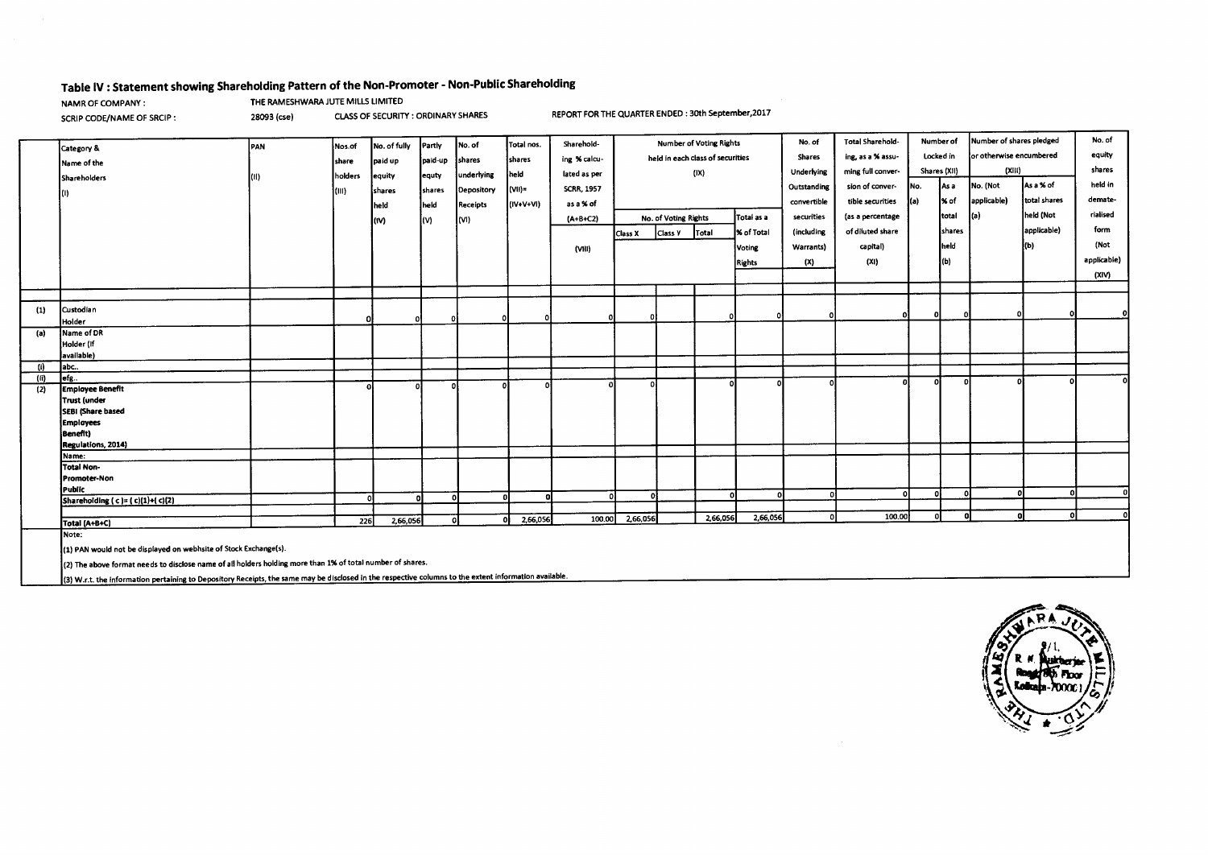## Table IV : Statement showing Shareholding Pattern of the Non-Promoter - Non-Public Shareholding

NAMR OF COMPANY : THE RAMESHWARA JUTE MILLS LIMITED

SCRIP CODE/NAME OF SRCIP : 28093 (cse) CLASS OF SECURITY : ORDINARY SHARES REPORT FOR THE QUARTER ENDED : 30th September,2017

| | Category & Name of the Shareholders (I) | PAN (II) | Nos.of share holders (III) | No. of fully paid up equity shares held (IV) | Partly paid-up equty shares held (V) | No. of shares underlying Depository Receipts (VI) | Total nos. shares held (VII)= (IV+V+VI) | Sharehold-ing % calcu-lated as per SCRR, 1957 as a % of (A+B+C2) (VIII) | Number of Voting Rights held in each class of securities (IX) | | | | No. of Shares Underlying Outstanding convertible securities (including Warrants) (X) | Total Sharehold-ing, as a % assu-ming full conver-sion of conver-tible securities (as a percentage of diluted share capital) (XI) | Number of Locked in Shares (XII) | | Number of shares pledged or otherwise encumbered (XIII) | | No. of equity shares held in demate-rialised form (Not applicable) (XIV) |
|---|---|---|---|---|---|---|---|---|---|---|---|---|---|---|---|---|---|---|---|
| | | | | | | | | | No. of Voting Rights | | | Total as a % of Total Voting Rights | | | No. (a) | As a % of total shares held (b) | No. (Not applicable) (a) | As a % of total shares held (Not applicable) (b) | |
| | | | | | | | | | Class X | Class Y | Total | | | | | | | | |
| (1) | Custodian Holder | | 0 | 0 | 0 | 0 | 0 | 0 | 0 | | 0 | 0 | 0 | 0 | 0 | 0 | 0 | 0 | 0 |
| (a) | Name of DR Holder (If available) | | | | | | | | | | | | | | | | | | |
| (i) | abc.. | | | | | | | | | | | | | | | | | | |
| (ii) | efg.. | | | | | | | | | | | | | | | | | | |
| (2) | Employee Benefit Trust (under SEBI (Share based Employees Benefit) Regulations, 2014) | | 0 | 0 | 0 | 0 | 0 | 0 | 0 | | 0 | 0 | 0 | 0 | 0 | 0 | 0 | 0 | 0 |
| | Name: | | | | | | | | | | | | | | | | | | |
| | Total Non-Promoter-Non Public Shareholding ( c )= ( c)(1)+( c)(2) | | 0 | 0 | 0 | 0 | 0 | 0 | 0 | | 0 | 0 | 0 | 0 | 0 | 0 | 0 | 0 | 0 |
| | Total (A+B+C) | | 226 | 2,66,056 | 0 | 0 | 2,66,056 | 100.00 | 2,66,056 | | 2,66,056 | 2,66,056 | 0 | 100.00 | 0 | 0 | 0 | 0 | 0 |

Note:

(1) PAN would not be displayed on webhsite of Stock Exchange(s).

(2) The above format needs to disclose name of all holders holding more than 1% of total number of shares.

(3) W.r.t. the information pertaining to Depository Receipts, the same may be disclosed in the respective columns to the extent information available.